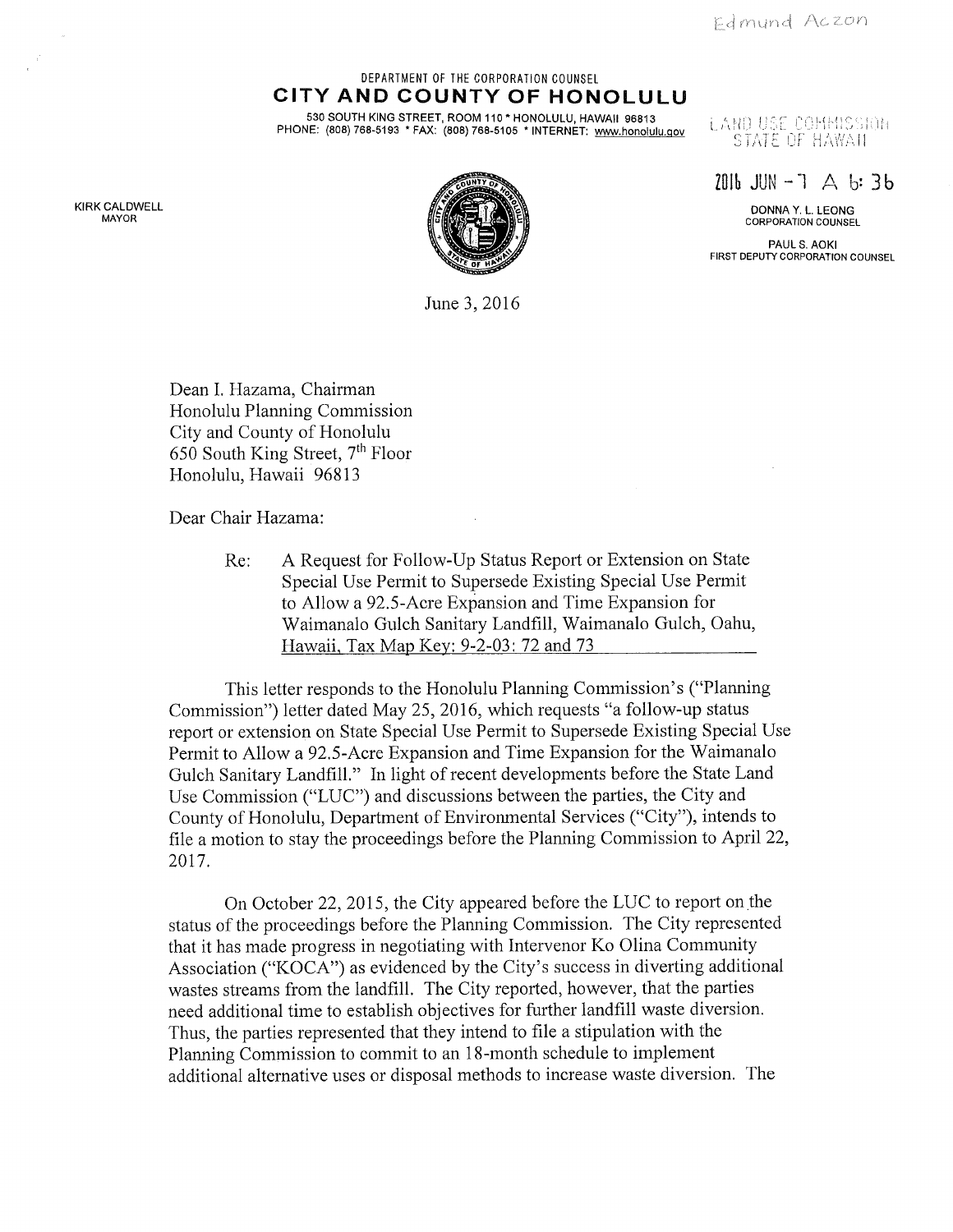Edmund Aczon

DEPARTMENT OF THE CORPORATION COUNSEL

**CITY AND COUNTY OF HONOLULU**

530 SOUTH KING STREET, ROOM 110 * HONOLULU, HAWAII 96813
PHONE: (808) 768-5193 * FAX: (808) 768-5105 * INTERNET: www.honolulu.gov

LAND USE COMMISSION
STATE OF HAWAII

2016 JUN -7 A 6:36

KIRK CALDWELL
MAYOR

DONNA Y. L. LEONG
CORPORATION COUNSEL

PAUL S. AOKI
FIRST DEPUTY CORPORATION COUNSEL

June 3, 2016

Dean I. Hazama, Chairman
Honolulu Planning Commission
City and County of Honolulu
650 South King Street, 7th Floor
Honolulu, Hawaii 96813

Dear Chair Hazama:

Re: A Request for Follow-Up Status Report or Extension on State Special Use Permit to Supersede Existing Special Use Permit to Allow a 92.5-Acre Expansion and Time Expansion for Waimanalo Gulch Sanitary Landfill, Waimanalo Gulch, Oahu, Hawaii, Tax Map Key: 9-2-03: 72 and 73

This letter responds to the Honolulu Planning Commission's ("Planning Commission") letter dated May 25, 2016, which requests "a follow-up status report or extension on State Special Use Permit to Supersede Existing Special Use Permit to Allow a 92.5-Acre Expansion and Time Expansion for the Waimanalo Gulch Sanitary Landfill." In light of recent developments before the State Land Use Commission ("LUC") and discussions between the parties, the City and County of Honolulu, Department of Environmental Services ("City"), intends to file a motion to stay the proceedings before the Planning Commission to April 22, 2017.

On October 22, 2015, the City appeared before the LUC to report on the status of the proceedings before the Planning Commission. The City represented that it has made progress in negotiating with Intervenor Ko Olina Community Association ("KOCA") as evidenced by the City's success in diverting additional wastes streams from the landfill. The City reported, however, that the parties need additional time to establish objectives for further landfill waste diversion. Thus, the parties represented that they intend to file a stipulation with the Planning Commission to commit to an 18-month schedule to implement additional alternative uses or disposal methods to increase waste diversion. The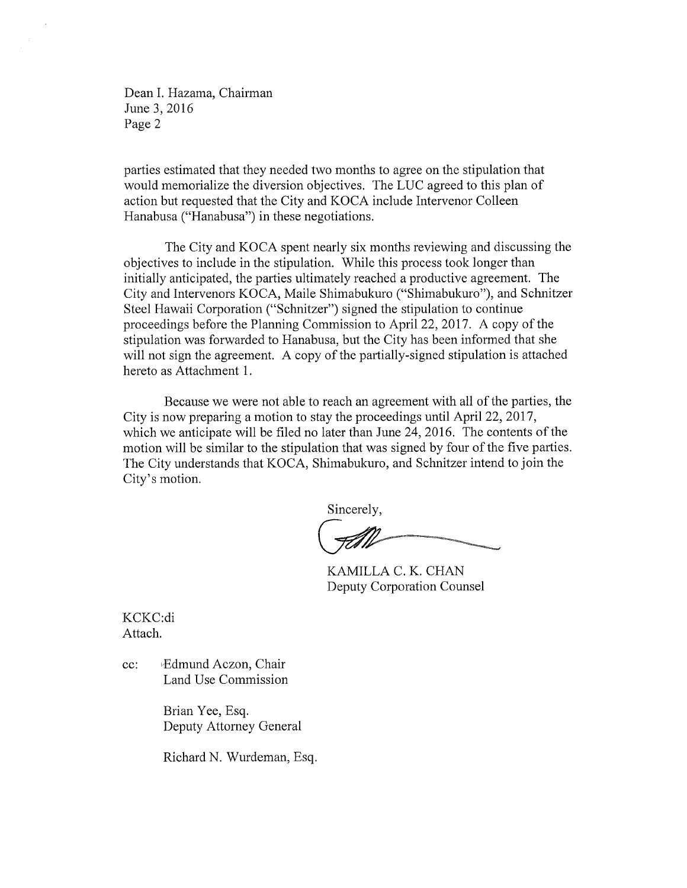Dean I. Hazama, Chairman
June 3, 2016
Page 2

parties estimated that they needed two months to agree on the stipulation that would memorialize the diversion objectives. The LUC agreed to this plan of action but requested that the City and KOCA include Intervenor Colleen Hanabusa ("Hanabusa") in these negotiations.

The City and KOCA spent nearly six months reviewing and discussing the objectives to include in the stipulation. While this process took longer than initially anticipated, the parties ultimately reached a productive agreement. The City and Intervenors KOCA, Maile Shimabukuro ("Shimabukuro"), and Schnitzer Steel Hawaii Corporation ("Schnitzer") signed the stipulation to continue proceedings before the Planning Commission to April 22, 2017. A copy of the stipulation was forwarded to Hanabusa, but the City has been informed that she will not sign the agreement. A copy of the partially-signed stipulation is attached hereto as Attachment 1.

Because we were not able to reach an agreement with all of the parties, the City is now preparing a motion to stay the proceedings until April 22, 2017, which we anticipate will be filed no later than June 24, 2016. The contents of the motion will be similar to the stipulation that was signed by four of the five parties. The City understands that KOCA, Shimabukuro, and Schnitzer intend to join the City's motion.

Sincerely,

KAMILLA C. K. CHAN
Deputy Corporation Counsel

KCKC:di
Attach.

cc: Edmund Aczon, Chair
Land Use Commission

Brian Yee, Esq.
Deputy Attorney General

Richard N. Wurdeman, Esq.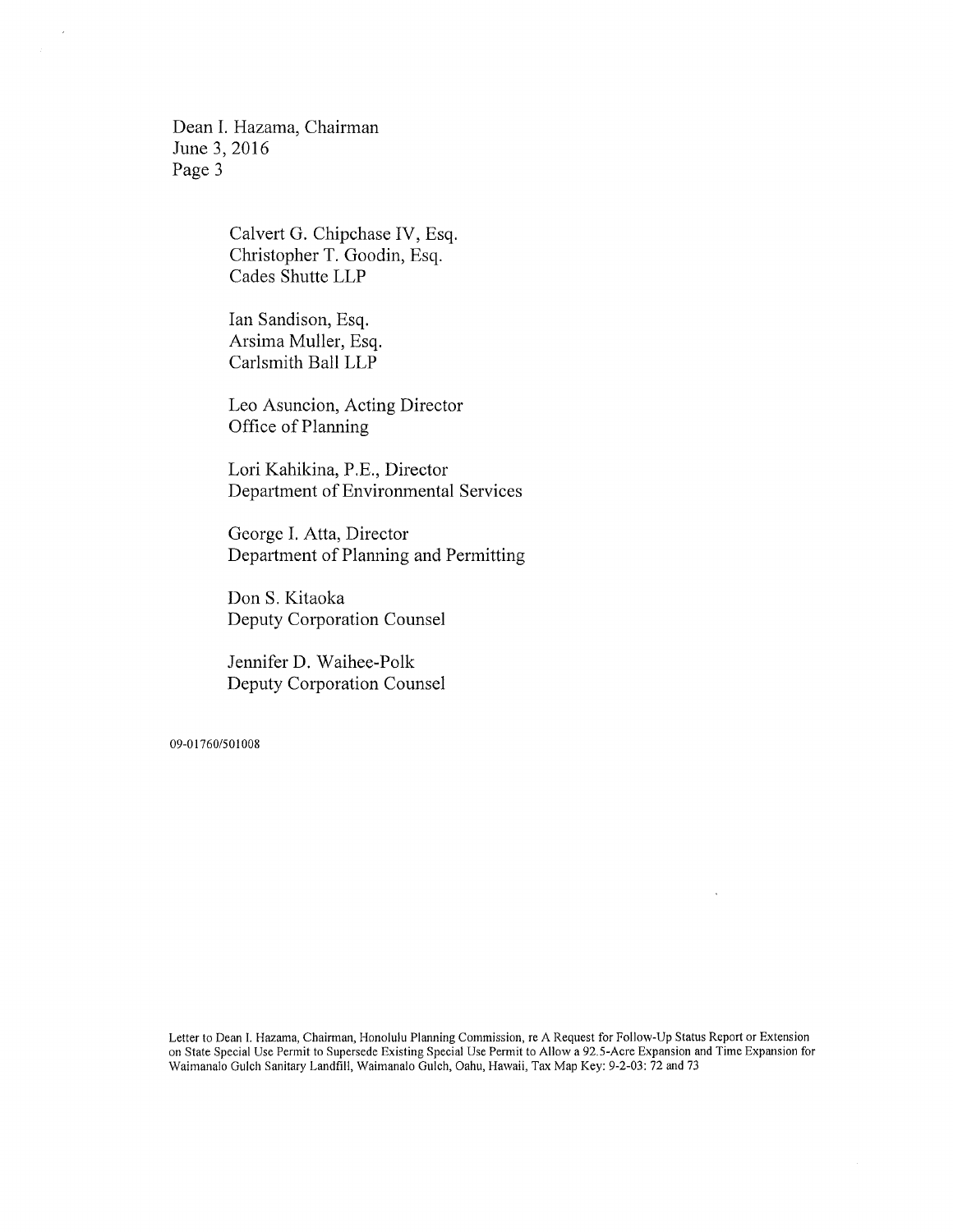Calvert G. Chipchase IV, Esq.
Christopher T. Goodin, Esq.
Cades Shutte LLP

Ian Sandison, Esq.
Arsima Muller, Esq.
Carlsmith Ball LLP

Leo Asuncion, Acting Director
Office of Planning

Lori Kahikina, P.E., Director
Department of Environmental Services

George I. Atta, Director
Department of Planning and Permitting

Don S. Kitaoka
Deputy Corporation Counsel

Jennifer D. Waihee-Polk
Deputy Corporation Counsel

09-01760/501008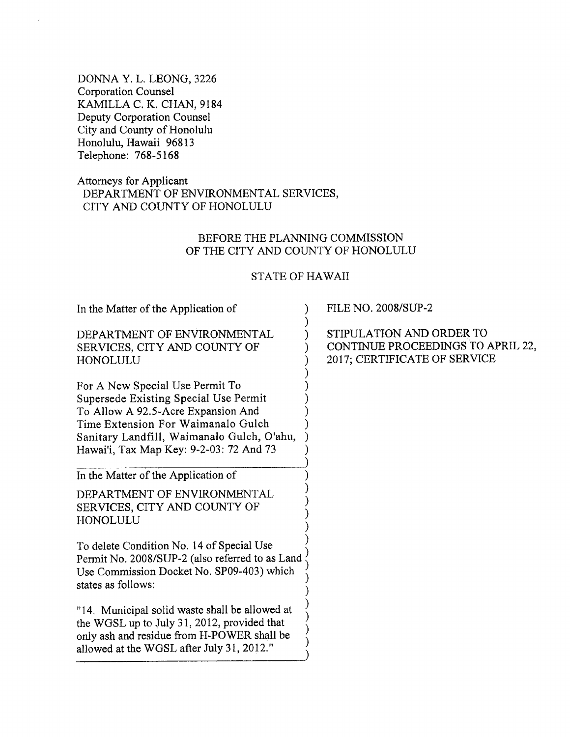DONNA Y. L. LEONG, 3226
Corporation Counsel
KAMILLA C. K. CHAN, 9184
Deputy Corporation Counsel
City and County of Honolulu
Honolulu, Hawaii 96813
Telephone: 768-5168

Attorneys for Applicant
DEPARTMENT OF ENVIRONMENTAL SERVICES,
CITY AND COUNTY OF HONOLULU

BEFORE THE PLANNING COMMISSION
OF THE CITY AND COUNTY OF HONOLULU

STATE OF HAWAII

In the Matter of the Application of

DEPARTMENT OF ENVIRONMENTAL SERVICES, CITY AND COUNTY OF HONOLULU

For A New Special Use Permit To Supersede Existing Special Use Permit To Allow A 92.5-Acre Expansion And Time Extension For Waimanalo Gulch Sanitary Landfill, Waimanalo Gulch, O'ahu, Hawai'i, Tax Map Key: 9-2-03: 72 And 73

In the Matter of the Application of

DEPARTMENT OF ENVIRONMENTAL SERVICES, CITY AND COUNTY OF HONOLULU

To delete Condition No. 14 of Special Use Permit No. 2008/SUP-2 (also referred to as Land Use Commission Docket No. SP09-403) which states as follows:

"14. Municipal solid waste shall be allowed at the WGSL up to July 31, 2012, provided that only ash and residue from H-POWER shall be allowed at the WGSL after July 31, 2012."

FILE NO. 2008/SUP-2

STIPULATION AND ORDER TO CONTINUE PROCEEDINGS TO APRIL 22, 2017; CERTIFICATE OF SERVICE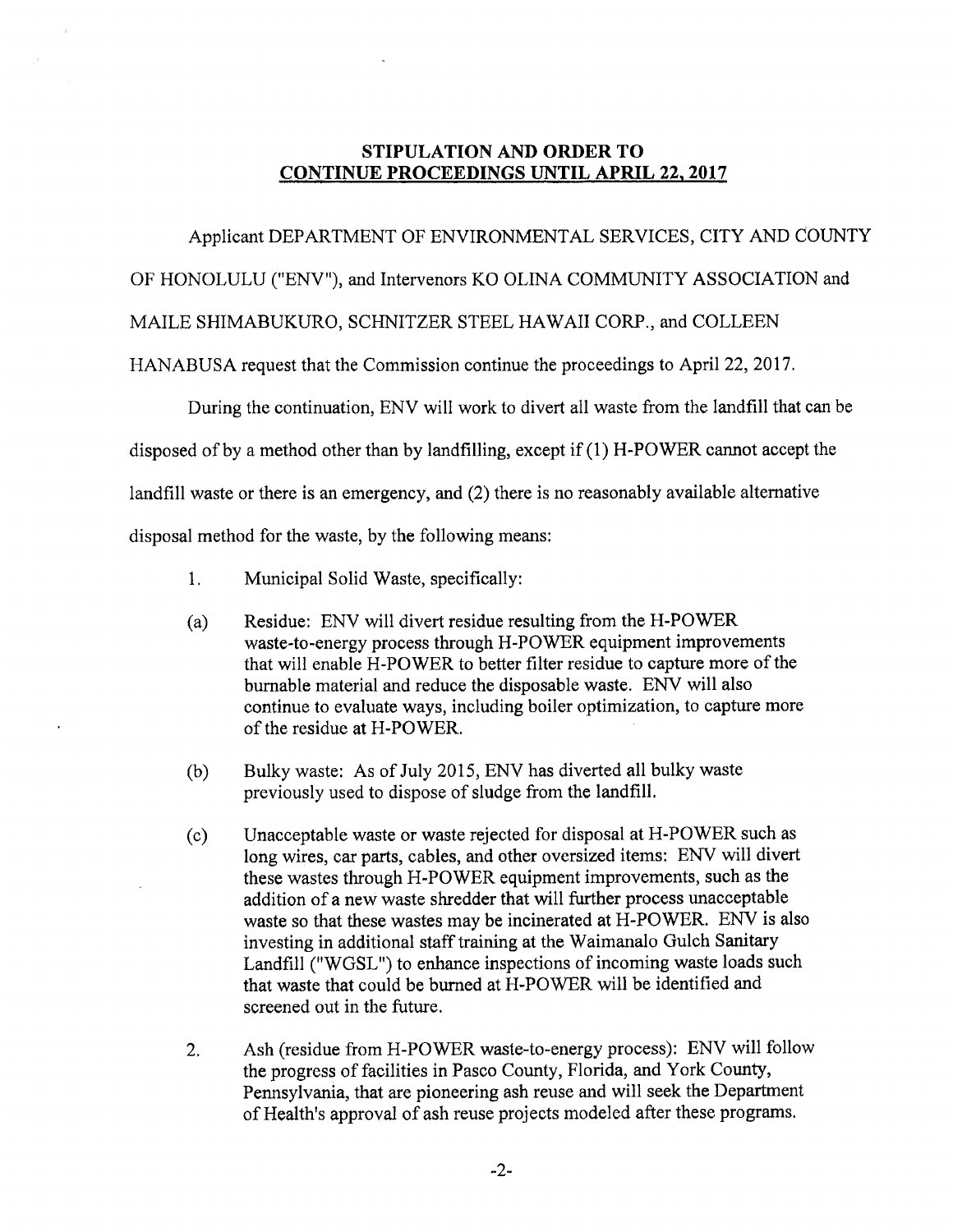**STIPULATION AND ORDER TO CONTINUE PROCEEDINGS UNTIL APRIL 22, 2017**

Applicant DEPARTMENT OF ENVIRONMENTAL SERVICES, CITY AND COUNTY OF HONOLULU ("ENV"), and Intervenors KO OLINA COMMUNITY ASSOCIATION and MAILE SHIMABUKURO, SCHNITZER STEEL HAWAII CORP., and COLLEEN HANABUSA request that the Commission continue the proceedings to April 22, 2017.

During the continuation, ENV will work to divert all waste from the landfill that can be disposed of by a method other than by landfilling, except if (1) H-POWER cannot accept the landfill waste or there is an emergency, and (2) there is no reasonably available alternative disposal method for the waste, by the following means:

1. Municipal Solid Waste, specifically:

(a) Residue: ENV will divert residue resulting from the H-POWER waste-to-energy process through H-POWER equipment improvements that will enable H-POWER to better filter residue to capture more of the burnable material and reduce the disposable waste. ENV will also continue to evaluate ways, including boiler optimization, to capture more of the residue at H-POWER.

(b) Bulky waste: As of July 2015, ENV has diverted all bulky waste previously used to dispose of sludge from the landfill.

(c) Unacceptable waste or waste rejected for disposal at H-POWER such as long wires, car parts, cables, and other oversized items: ENV will divert these wastes through H-POWER equipment improvements, such as the addition of a new waste shredder that will further process unacceptable waste so that these wastes may be incinerated at H-POWER. ENV is also investing in additional staff training at the Waimanalo Gulch Sanitary Landfill ("WGSL") to enhance inspections of incoming waste loads such that waste that could be burned at H-POWER will be identified and screened out in the future.

2. Ash (residue from H-POWER waste-to-energy process): ENV will follow the progress of facilities in Pasco County, Florida, and York County, Pennsylvania, that are pioneering ash reuse and will seek the Department of Health's approval of ash reuse projects modeled after these programs.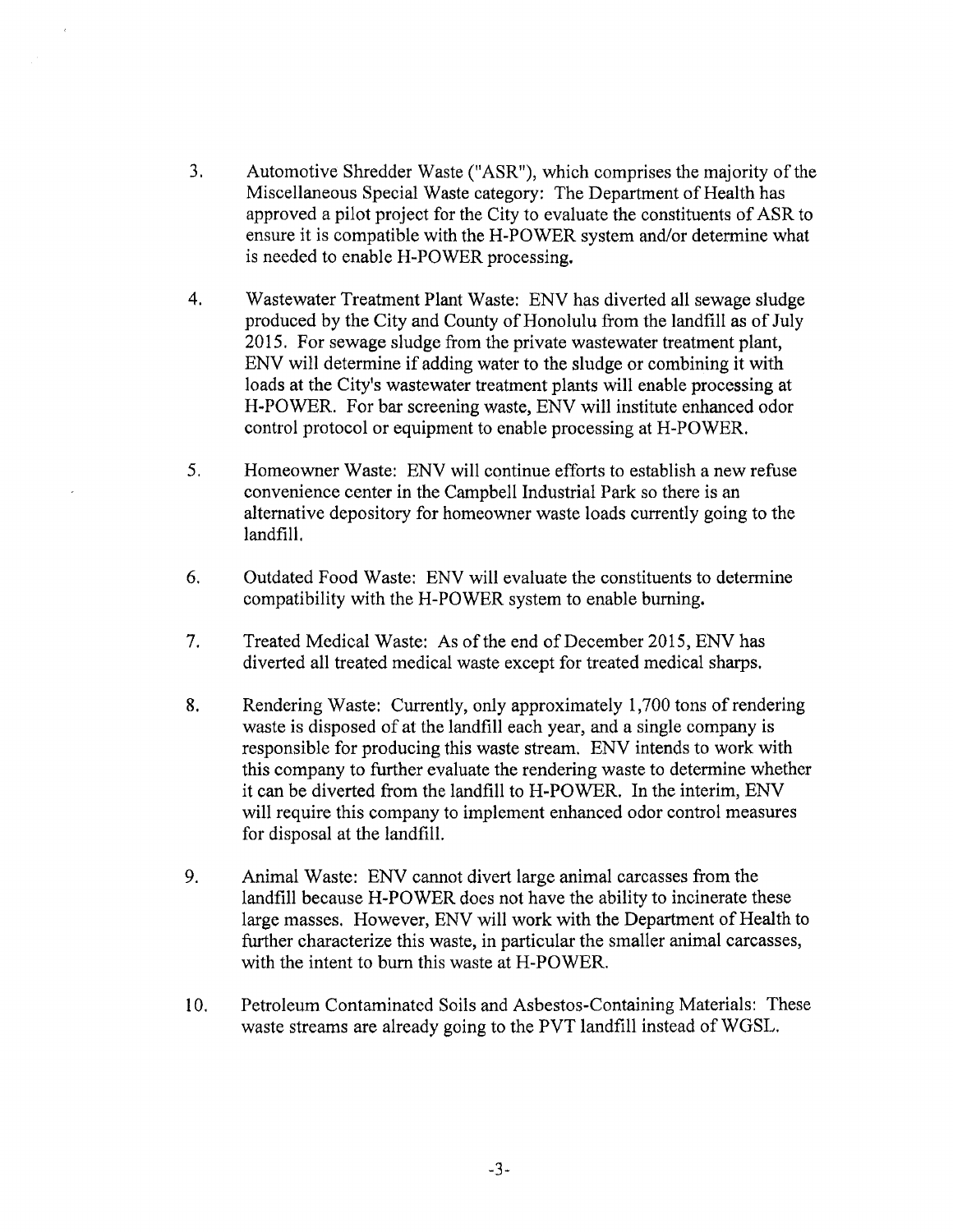3. Automotive Shredder Waste ("ASR"), which comprises the majority of the Miscellaneous Special Waste category: The Department of Health has approved a pilot project for the City to evaluate the constituents of ASR to ensure it is compatible with the H-POWER system and/or determine what is needed to enable H-POWER processing.

4. Wastewater Treatment Plant Waste: ENV has diverted all sewage sludge produced by the City and County of Honolulu from the landfill as of July 2015. For sewage sludge from the private wastewater treatment plant, ENV will determine if adding water to the sludge or combining it with loads at the City's wastewater treatment plants will enable processing at H-POWER. For bar screening waste, ENV will institute enhanced odor control protocol or equipment to enable processing at H-POWER.

5. Homeowner Waste: ENV will continue efforts to establish a new refuse convenience center in the Campbell Industrial Park so there is an alternative depository for homeowner waste loads currently going to the landfill.

6. Outdated Food Waste: ENV will evaluate the constituents to determine compatibility with the H-POWER system to enable burning.

7. Treated Medical Waste: As of the end of December 2015, ENV has diverted all treated medical waste except for treated medical sharps.

8. Rendering Waste: Currently, only approximately 1,700 tons of rendering waste is disposed of at the landfill each year, and a single company is responsible for producing this waste stream. ENV intends to work with this company to further evaluate the rendering waste to determine whether it can be diverted from the landfill to H-POWER. In the interim, ENV will require this company to implement enhanced odor control measures for disposal at the landfill.

9. Animal Waste: ENV cannot divert large animal carcasses from the landfill because H-POWER does not have the ability to incinerate these large masses. However, ENV will work with the Department of Health to further characterize this waste, in particular the smaller animal carcasses, with the intent to burn this waste at H-POWER.

10. Petroleum Contaminated Soils and Asbestos-Containing Materials: These waste streams are already going to the PVT landfill instead of WGSL.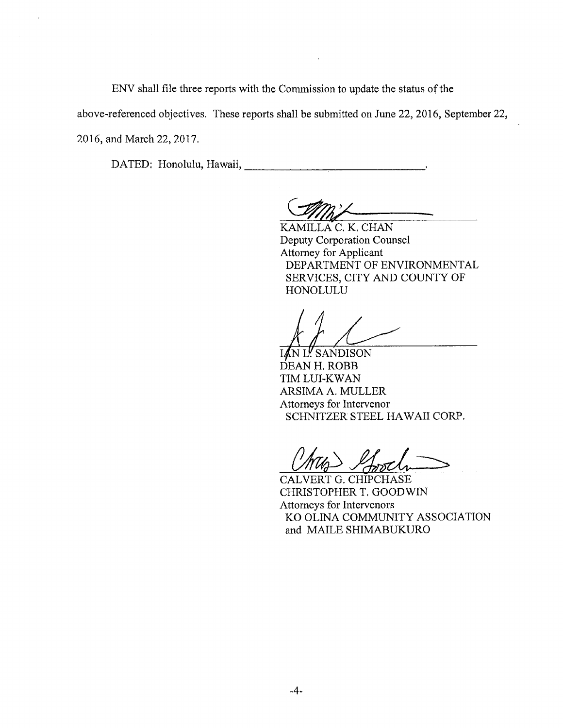ENV shall file three reports with the Commission to update the status of the above-referenced objectives. These reports shall be submitted on June 22, 2016, September 22, 2016, and March 22, 2017.

DATED: Honolulu, Hawaii, ______________________________.

KAMILLA C. K. CHAN
Deputy Corporation Counsel
Attorney for Applicant
DEPARTMENT OF ENVIRONMENTAL SERVICES, CITY AND COUNTY OF HONOLULU

IAN L. SANDISON
DEAN H. ROBB
TIM LUI-KWAN
ARSIMA A. MULLER
Attorneys for Intervenor
SCHNITZER STEEL HAWAII CORP.

CALVERT G. CHIPCHASE
CHRISTOPHER T. GOODWIN
Attorneys for Intervenors
KO OLINA COMMUNITY ASSOCIATION and MAILE SHIMABUKURO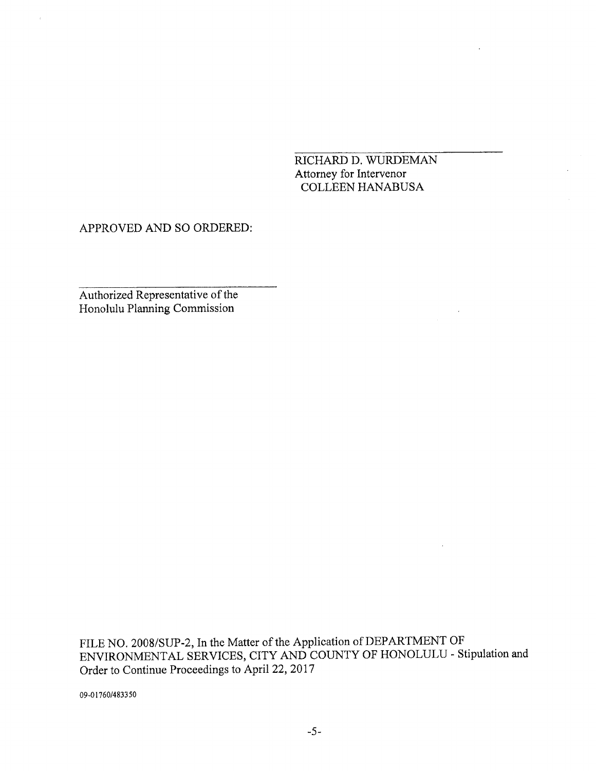RICHARD D. WURDEMAN
Attorney for Intervenor
COLLEEN HANABUSA

APPROVED AND SO ORDERED:

Authorized Representative of the
Honolulu Planning Commission

FILE NO. 2008/SUP-2, In the Matter of the Application of DEPARTMENT OF ENVIRONMENTAL SERVICES, CITY AND COUNTY OF HONOLULU - Stipulation and Order to Continue Proceedings to April 22, 2017

09-01760/483350